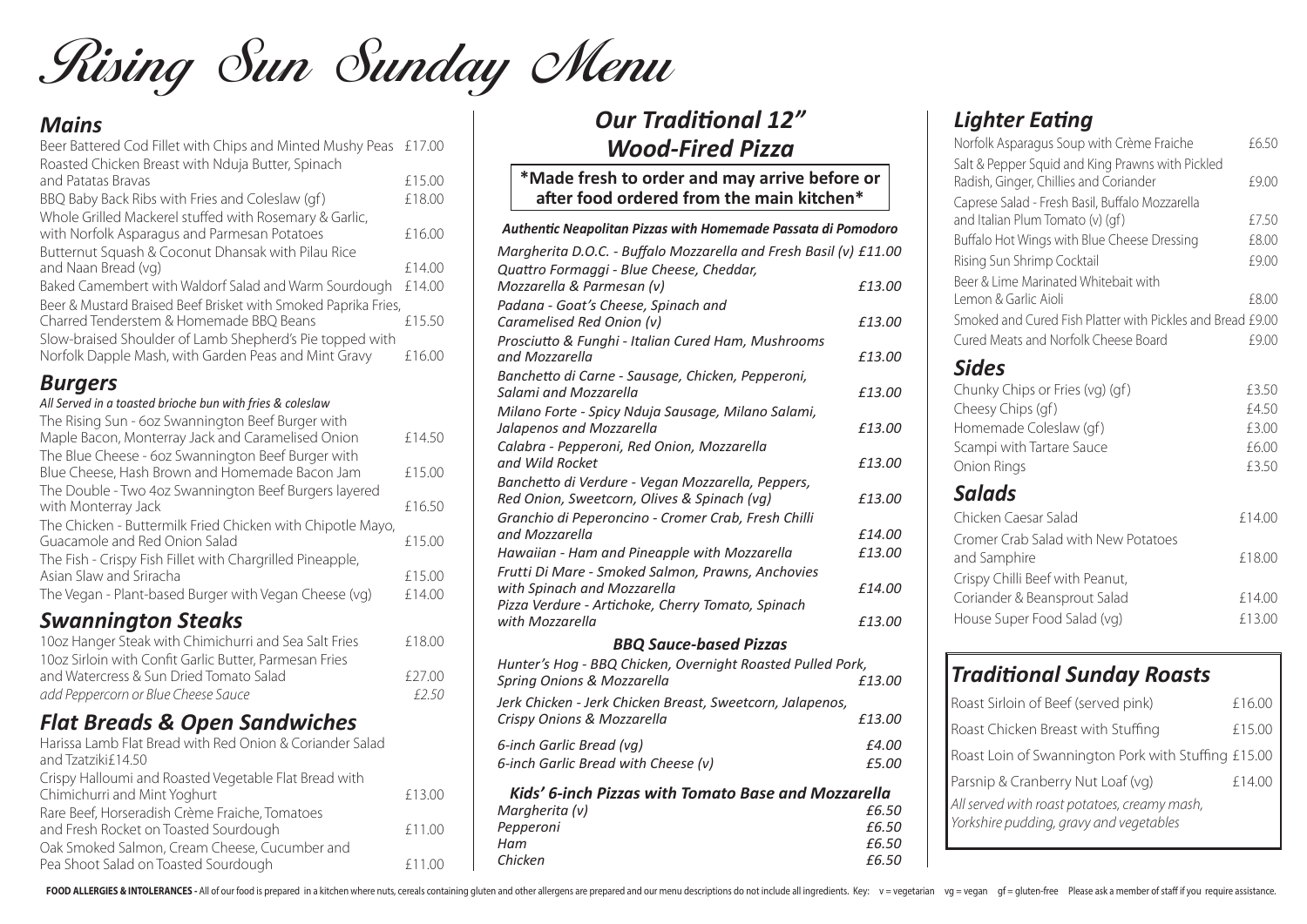# Rising Sun Sunday Menu

## Mains

| | |
|---|---|
| Beer Battered Cod Fillet with Chips and Minted Mushy Peas | £17.00 |
| Roasted Chicken Breast with Nduja Butter, Spinach and Patatas Bravas | £15.00 |
| BBQ Baby Back Ribs with Fries and Coleslaw (gf) | £18.00 |
| Whole Grilled Mackerel stuffed with Rosemary & Garlic, with Norfolk Asparagus and Parmesan Potatoes | £16.00 |
| Butternut Squash & Coconut Dhansak with Pilau Rice and Naan Bread (vg) | £14.00 |
| Baked Camembert with Waldorf Salad and Warm Sourdough | £14.00 |
| Beer & Mustard Braised Beef Brisket with Smoked Paprika Fries, Charred Tenderstem & Homemade BBQ Beans | £15.50 |
| Slow-braised Shoulder of Lamb Shepherd's Pie topped with Norfolk Dapple Mash, with Garden Peas and Mint Gravy | £16.00 |

## Burgers

*All Served in a toasted brioche bun with fries & coleslaw*

| | |
|---|---|
| The Rising Sun - 6oz Swannington Beef Burger with Maple Bacon, Monterray Jack and Caramelised Onion | £14.50 |
| The Blue Cheese - 6oz Swannington Beef Burger with Blue Cheese, Hash Brown and Homemade Bacon Jam | £15.00 |
| The Double - Two 4oz Swannington Beef Burgers layered with Monterray Jack | £16.50 |
| The Chicken - Buttermilk Fried Chicken with Chipotle Mayo, Guacamole and Red Onion Salad | £15.00 |
| The Fish - Crispy Fish Fillet with Chargrilled Pineapple, Asian Slaw and Sriracha | £15.00 |
| The Vegan - Plant-based Burger with Vegan Cheese (vg) | £14.00 |

## Swannington Steaks

| | |
|---|---|
| 10oz Hanger Steak with Chimichurri and Sea Salt Fries | £18.00 |
| 10oz Sirloin with Confit Garlic Butter, Parmesan Fries and Watercress & Sun Dried Tomato Salad | £27.00 |
| *add Peppercorn or Blue Cheese Sauce* | *£2.50* |

## Flat Breads & Open Sandwiches

| | |
|---|---|
| Harissa Lamb Flat Bread with Red Onion & Coriander Salad and Tzatziki | £14.50 |
| Crispy Halloumi and Roasted Vegetable Flat Bread with Chimichurri and Mint Yoghurt | £13.00 |
| Rare Beef, Horseradish Crème Fraiche, Tomatoes and Fresh Rocket on Toasted Sourdough | £11.00 |
| Oak Smoked Salmon, Cream Cheese, Cucumber and Pea Shoot Salad on Toasted Sourdough | £11.00 |

## *Our Traditional 12" Wood-Fired Pizza*

**\*Made fresh to order and may arrive before or after food ordered from the main kitchen\***

***Authentic Neapolitan Pizzas with Homemade Passata di Pomodoro***

| | |
|---|---|
| *Margherita D.O.C. - Buffalo Mozzarella and Fresh Basil (v)* | *£11.00* |
| *Quattro Formaggi - Blue Cheese, Cheddar, Mozzarella & Parmesan (v)* | *£13.00* |
| *Padana - Goat's Cheese, Spinach and Caramelised Red Onion (v)* | *£13.00* |
| *Prosciutto & Funghi - Italian Cured Ham, Mushrooms and Mozzarella* | *£13.00* |
| *Banchetto di Carne - Sausage, Chicken, Pepperoni, Salami and Mozzarella* | *£13.00* |
| *Milano Forte - Spicy Nduja Sausage, Milano Salami, Jalapenos and Mozzarella* | *£13.00* |
| *Calabra - Pepperoni, Red Onion, Mozzarella and Wild Rocket* | *£13.00* |
| *Banchetto di Verdure - Vegan Mozzarella, Peppers, Red Onion, Sweetcorn, Olives & Spinach (vg)* | *£13.00* |
| *Granchio di Peperoncino - Cromer Crab, Fresh Chilli and Mozzarella* | *£14.00* |
| *Hawaiian - Ham and Pineapple with Mozzarella* | *£13.00* |
| *Frutti Di Mare - Smoked Salmon, Prawns, Anchovies with Spinach and Mozzarella* | *£14.00* |
| *Pizza Verdure - Artichoke, Cherry Tomato, Spinach with Mozzarella* | *£13.00* |

***BBQ Sauce-based Pizzas***

| | |
|---|---|
| *Hunter's Hog - BBQ Chicken, Overnight Roasted Pulled Pork, Spring Onions & Mozzarella* | *£13.00* |
| *Jerk Chicken - Jerk Chicken Breast, Sweetcorn, Jalapenos, Crispy Onions & Mozzarella* | *£13.00* |
| *6-inch Garlic Bread (vg)* | *£4.00* |
| *6-inch Garlic Bread with Cheese (v)* | *£5.00* |

***Kids' 6-inch Pizzas with Tomato Base and Mozzarella***

| | |
|---|---|
| *Margherita (v)* | *£6.50* |
| *Pepperoni* | *£6.50* |
| *Ham* | *£6.50* |
| *Chicken* | *£6.50* |

## Lighter Eating

| | |
|---|---|
| Norfolk Asparagus Soup with Crème Fraiche | £6.50 |
| Salt & Pepper Squid and King Prawns with Pickled Radish, Ginger, Chillies and Coriander | £9.00 |
| Caprese Salad - Fresh Basil, Buffalo Mozzarella and Italian Plum Tomato (v) (gf) | £7.50 |
| Buffalo Hot Wings with Blue Cheese Dressing | £8.00 |
| Rising Sun Shrimp Cocktail | £9.00 |
| Beer & Lime Marinated Whitebait with Lemon & Garlic Aioli | £8.00 |
| Smoked and Cured Fish Platter with Pickles and Bread | £9.00 |
| Cured Meats and Norfolk Cheese Board | £9.00 |

## Sides

| | |
|---|---|
| Chunky Chips or Fries (vg) (gf) | £3.50 |
| Cheesy Chips (gf) | £4.50 |
| Homemade Coleslaw (gf) | £3.00 |
| Scampi with Tartare Sauce | £6.00 |
| Onion Rings | £3.50 |

## Salads

| | |
|---|---|
| Chicken Caesar Salad | £14.00 |
| Cromer Crab Salad with New Potatoes and Samphire | £18.00 |
| Crispy Chilli Beef with Peanut, Coriander & Beansprout Salad | £14.00 |
| House Super Food Salad (vg) | £13.00 |

## Traditional Sunday Roasts

| | |
|---|---|
| Roast Sirloin of Beef (served pink) | £16.00 |
| Roast Chicken Breast with Stuffing | £15.00 |
| Roast Loin of Swannington Pork with Stuffing | £15.00 |
| Parsnip & Cranberry Nut Loaf (vg) | £14.00 |

*All served with roast potatoes, creamy mash, Yorkshire pudding, gravy and vegetables*

**FOOD ALLERGIES & INTOLERANCES -** All of our food is prepared in a kitchen where nuts, cereals containing gluten and other allergens are prepared and our menu descriptions do not include all ingredients. Key: v = vegetarian vg = vegan gf = gluten-free Please ask a member of staff if you require assistance.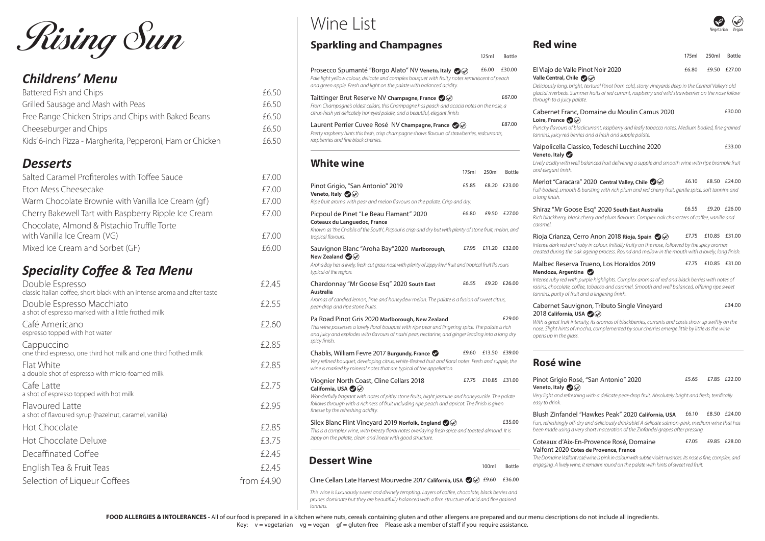# Rising Sun

## Childrens' Menu

| | |
|---|---|
| Battered Fish and Chips | £6.50 |
| Grilled Sausage and Mash with Peas | £6.50 |
| Free Range Chicken Strips and Chips with Baked Beans | £6.50 |
| Cheeseburger and Chips | £6.50 |
| Kids' 6-inch Pizza - Margherita, Pepperoni, Ham or Chicken | £6.50 |

## Desserts

| | |
|---|---|
| Salted Caramel Profiteroles with Toffee Sauce | £7.00 |
| Eton Mess Cheesecake | £7.00 |
| Warm Chocolate Brownie with Vanilla Ice Cream (gf) | £7.00 |
| Cherry Bakewell Tart with Raspberry Ripple Ice Cream | £7.00 |
| Chocolate, Almond & Pistachio Truffle Torte with Vanilla Ice Cream (VG) | £7.00 |
| Mixed Ice Cream and Sorbet (GF) | £6.00 |

## Speciality Coffee & Tea Menu

| | |
|---|---|
| Double Espresso<br>classic Italian coffee, short black with an intense aroma and after taste | £2.45 |
| Double Espresso Macchiato<br>a shot of espresso marked with a little frothed milk | £2.55 |
| Café Americano<br>espresso topped with hot water | £2.60 |
| Cappuccino<br>one third espresso, one third hot milk and one third frothed milk | £2.85 |
| Flat White<br>a double shot of espresso with micro-foamed milk | £2.85 |
| Cafe Latte<br>a shot of espresso topped with hot milk | £2.75 |
| Flavoured Latte<br>a shot of flavoured syrup (hazelnut, caramel, vanilla) | £2.95 |
| Hot Chocolate | £2.85 |
| Hot Chocolate Deluxe | £3.75 |
| Decaffinated Coffee | £2.45 |
| English Tea & Fruit Teas | £2.45 |
| Selection of Liqueur Coffees | from £4.90 |

# Wine List

Vegetarian Vegan

## Sparkling and Champagnes

| | 125ml | Bottle |
|---|---|---|
| **Prosecco Spumanté "Borgo Alato" NV Veneto, Italy** (Vegetarian, Vegan)<br>*Pale light yellow colour, delicate and complex bouquet with fruity notes reminiscent of peach and green apple. Fresh and light on the palate with balanced acidity.* | £6.00 | £30.00 |
| **Taittinger Brut Reserve NV Champagne, France** (Vegetarian, Vegan)<br>*From Champagne's oldest cellars, this Champagne has peach and acacia notes on the nose, a citrus-fresh yet delicately honeyed palate, and a beautiful, elegant finish.* | | £67.00 |
| **Laurent Perrier Cuvee Rosé NV Champagne, France** (Vegetarian, Vegan)<br>*Pretty raspberry hints this fresh, crisp champagne shows flavours of strawberries, redcurrants, raspberries and fine black cherries.* | | £87.00 |

## White wine

| | 175ml | 250ml | Bottle |
|---|---|---|---|
| **Pinot Grigio, "San Antonio" 2019 Veneto, Italy** (Vegetarian, Vegan)<br>*Ripe fruit aroma with pear and melon flavours on the palate. Crisp and dry.* | £5.85 | £8.20 | £23.00 |
| **Picpoul de Pinet "Le Beau Flamant" 2020 Coteaux du Languedoc, France**<br>*Known as 'the Chablis of the South', Picpoul is crisp and dry but with plenty of stone fruit, melon, and tropical flavours.* | £6.80 | £9.50 | £27.00 |
| **Sauvignon Blanc "Aroha Bay"2020 Marlborough, New Zealand** (Vegetarian, Vegan)<br>*Aroha Bay has a lively, fresh cut grass nose with plenty of zippy kiwi fruit and tropical fruit flavours typical of the region.* | £7.95 | £11.20 | £32.00 |
| **Chardonnay "Mr Goose Esq" 2020 South East Australia**<br>*Aromas of candied lemon, lime and honeydew melon. The palate is a fusion of sweet citrus, pear-drop and ripe stone fruits.* | £6.55 | £9.20 | £26.00 |
| **Pa Road Pinot Gris 2020 Marlborough, New Zealand**<br>*This wine possesses a lovely floral bouquet with ripe pear and lingering spice. The palate is rich and juicy and explodes with flavours of nashi pear, nectarine, and ginger leading into a long dry spicy finish.* | | | £29.00 |
| **Chablis, William Fevre 2017 Burgundy, France** (Vegetarian)<br>*Very refined bouquet, developing citrus, white-fleshed fruit and floral notes. Fresh and supple, the wine is marked by mineral notes that are typical of the appellation.* | £9.60 | £13.50 | £39.00 |
| **Viognier North Coast, Cline Cellars 2018 California, USA** (Vegetarian, Vegan)<br>*Wonderfully fragrant with notes of pithy stone fruits, bight jasmine and honeysuckle. The palate follows through with a richness of fruit including ripe peach and apricot. The finish is given finesse by the refreshing acidity.* | £7.75 | £10.85 | £31.00 |
| **Silex Blanc Flint Vineyard 2019 Norfolk, England** (Vegetarian, Vegan)<br>*This is a complex wine, with breezy floral notes overlaying fresh spice and toasted almond. It is zippy on the palate, clean and linear with good structure.* | | | £35.00 |

## Dessert Wine

| | 100ml | Bottle |
|---|---|---|
| **Cline Cellars Late Harvest Mourvedre 2017 California, USA** (Vegetarian, Vegan)<br>*This wine is luxuriously sweet and divinely tempting. Layers of coffee, chocolate, black berries and prunes dominate but they are beautifully balanced with a firm structure of acid and fine grained tannins.* | £9.60 | £36.00 |

## Red wine

| | 175ml | 250ml | Bottle |
|---|---|---|---|
| **El Viajo de Valle Pinot Noir 2020 Valle Central, Chile** (Vegetarian, Vegan)<br>*Deliciously long, bright, textural Pinot from cold, stony vineyards deep in the Central Valley's old glacial riverbeds. Summer fruits of red currant, raspberry and wild strawberries on the nose follow through to a juicy palate.* | £6.80 | £9.50 | £27.00 |
| **Cabernet Franc, Domaine du Moulin Camus 2020 Loire, France** (Vegetarian, Vegan)<br>*Punchy flavours of blackcurrant, raspberry and leafy tobacco notes. Medium bodied, fine grained tannins, juicy red berries and a fresh and supple palate.* | | | £30.00 |
| **Valpolicella Classico, Tedeschi Lucchine 2020 Veneto, Italy** (Vegetarian)<br>*Lively acidty with well balanced fruit delivering a supple and smooth wine with ripe bramble fruit and elegant finish.* | | | £33.00 |
| **Merlot "Caracara" 2020 Central Valley, Chile** (Vegetarian, Vegan)<br>*Full-bodied, smooth & bursting with rich plum and red cherry fruit, gentle spice, soft tannins and a long finish.* | £6.10 | £8.50 | £24.00 |
| **Shiraz "Mr Goose Esq" 2020 South East Australia**<br>*Rich blackberry, black cherry and plum flavours. Complex oak characters of coffee, vanilla and caramel.* | £6.55 | £9.20 | £26.00 |
| **Rioja Crianza, Cerro Anon 2018 Rioja, Spain** (Vegetarian, Vegan)<br>*Intense dark red and ruby in colour. Initially fruity on the nose, followed by the spicy aromas created during the oak ageing process. Round and mellow in the mouth with a lovely, long finish.* | £7.75 | £10.85 | £31.00 |
| **Malbec Reserva Trueno, Los Horaldos 2019 Mendoza, Argentina** (Vegetarian)<br>*Intense ruby red with purple highlights. Complex aromas of red and black berries with notes of raisins, chocolate, coffee, tobacco and caramel. Smooth and well balanced, offering ripe sweet tannins, purity of fruit and a lingering finish.* | £7.75 | £10.85 | £31.00 |
| **Cabernet Sauvignon, Tributo Single Vineyard 2018 California, USA** (Vegetarian, Vegan)<br>*With a great fruit intensity, its aromas of blackberries, currants and cassis show up swiftly on the nose. Slight hints of mocha, complemented by sour cherries emerge little by little as the wine opens up in the glass.* | | | £34.00 |

## Rosé wine

| | 175ml | 250ml | Bottle |
|---|---|---|---|
| **Pinot Grigio Rosé, "San Antonio" 2020 Veneto, Italy** (Vegetarian, Vegan)<br>*Very light and refreshing with a delicate pear-drop fruit. Absolutely bright and fresh, terrifically easy to drink.* | £5.65 | £7.85 | £22.00 |
| **Blush Zinfandel "Hawkes Peak" 2020 California, USA**<br>*Fun, refreshingly off-dry and deliciously drinkable! A delicate salmon-pink, medium wine that has been made using a very short maceration of the Zinfandel grapes after pressing.* | £6.10 | £8.50 | £24.00 |
| **Coteaux d'Aix-En-Provence Rosé, Domaine Valfont 2020 Cotes de Provence, France**<br>*The Domaine Valfont rosé wine is pink in colour with subtle violet nuances. Its nose is fine, complex, and engaging. A lively wine, it remains round on the palate with hints of sweet red fruit.* | £7.05 | £9.85 | £28.00 |

**FOOD ALLERGIES & INTOLERANCES -** All of our food is prepared in a kitchen where nuts, cereals containing gluten and other allergens are prepared and our menu descriptions do not include all ingredients.
Key: v = vegetarian vg = vegan gf = gluten-free Please ask a member of staff if you require assistance.